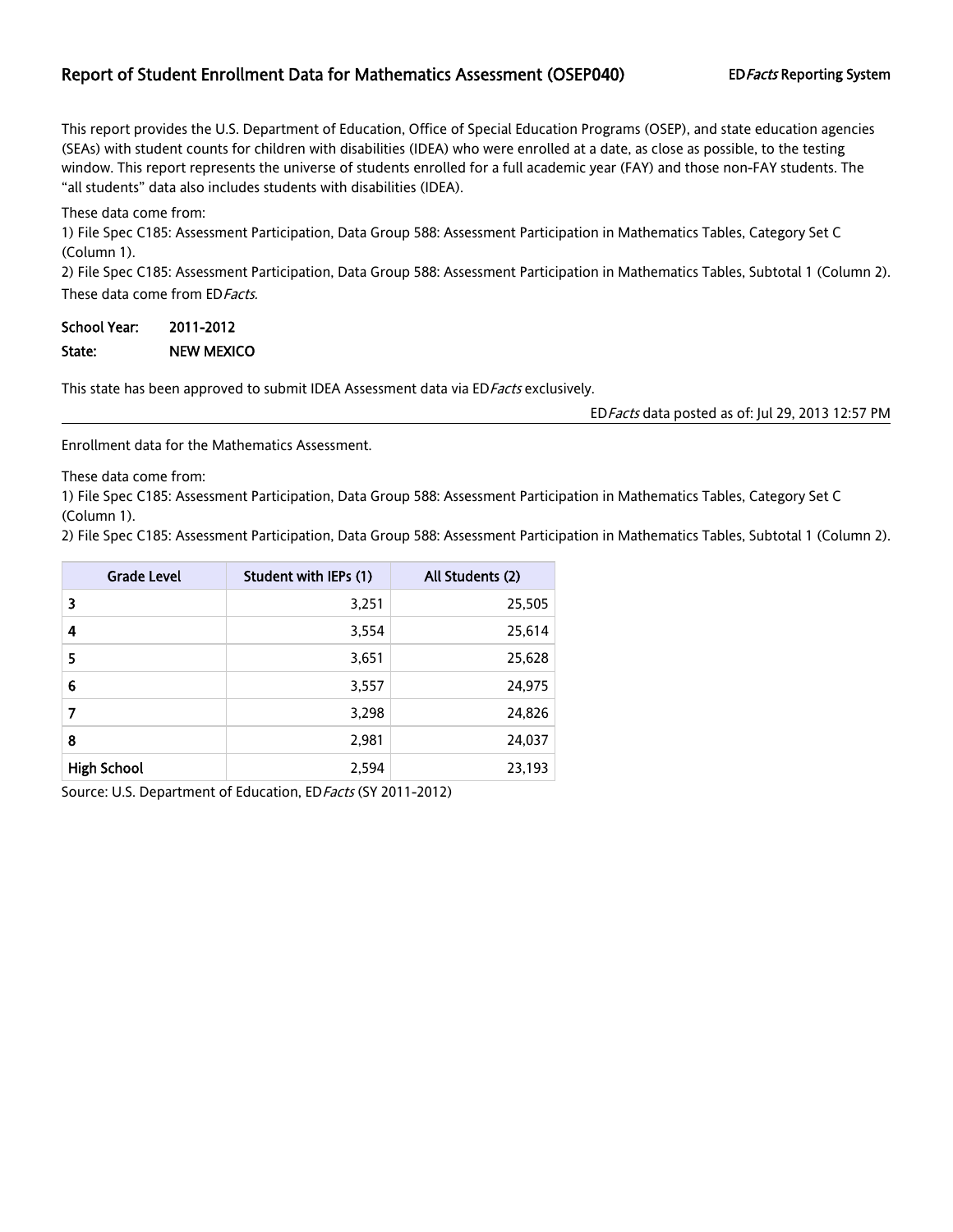# Report of Student Enrollment Data for Mathematics Assessment (OSEP040)

ED*Facts* Reporting System

This report provides the U.S. Department of Education, Office of Special Education Programs (OSEP), and state education agencies (SEAs) with student counts for children with disabilities (IDEA) who were enrolled at a date, as close as possible, to the testing window. This report represents the universe of students enrolled for a full academic year (FAY) and those non-FAY students. The "all students" data also includes students with disabilities (IDEA).

These data come from:

1) File Spec C185: Assessment Participation, Data Group 588: Assessment Participation in Mathematics Tables, Category Set C (Column 1).

2) File Spec C185: Assessment Participation, Data Group 588: Assessment Participation in Mathematics Tables, Subtotal 1 (Column 2).

These data come from ED*Facts.*

**School Year:** 2011-2012

**State:** NEW MEXICO

This state has been approved to submit IDEA Assessment data via ED*Facts* exclusively.

ED*Facts* data posted as of: Jul 29, 2013 12:57 PM

---

Enrollment data for the Mathematics Assessment.

These data come from:

1) File Spec C185: Assessment Participation, Data Group 588: Assessment Participation in Mathematics Tables, Category Set C (Column 1).

2) File Spec C185: Assessment Participation, Data Group 588: Assessment Participation in Mathematics Tables, Subtotal 1 (Column 2).

| Grade Level | Student with IEPs (1) | All Students (2) |
|---|---|---|
| 3 | 3,251 | 25,505 |
| 4 | 3,554 | 25,614 |
| 5 | 3,651 | 25,628 |
| 6 | 3,557 | 24,975 |
| 7 | 3,298 | 24,826 |
| 8 | 2,981 | 24,037 |
| High School | 2,594 | 23,193 |

Source: U.S. Department of Education, ED*Facts* (SY 2011-2012)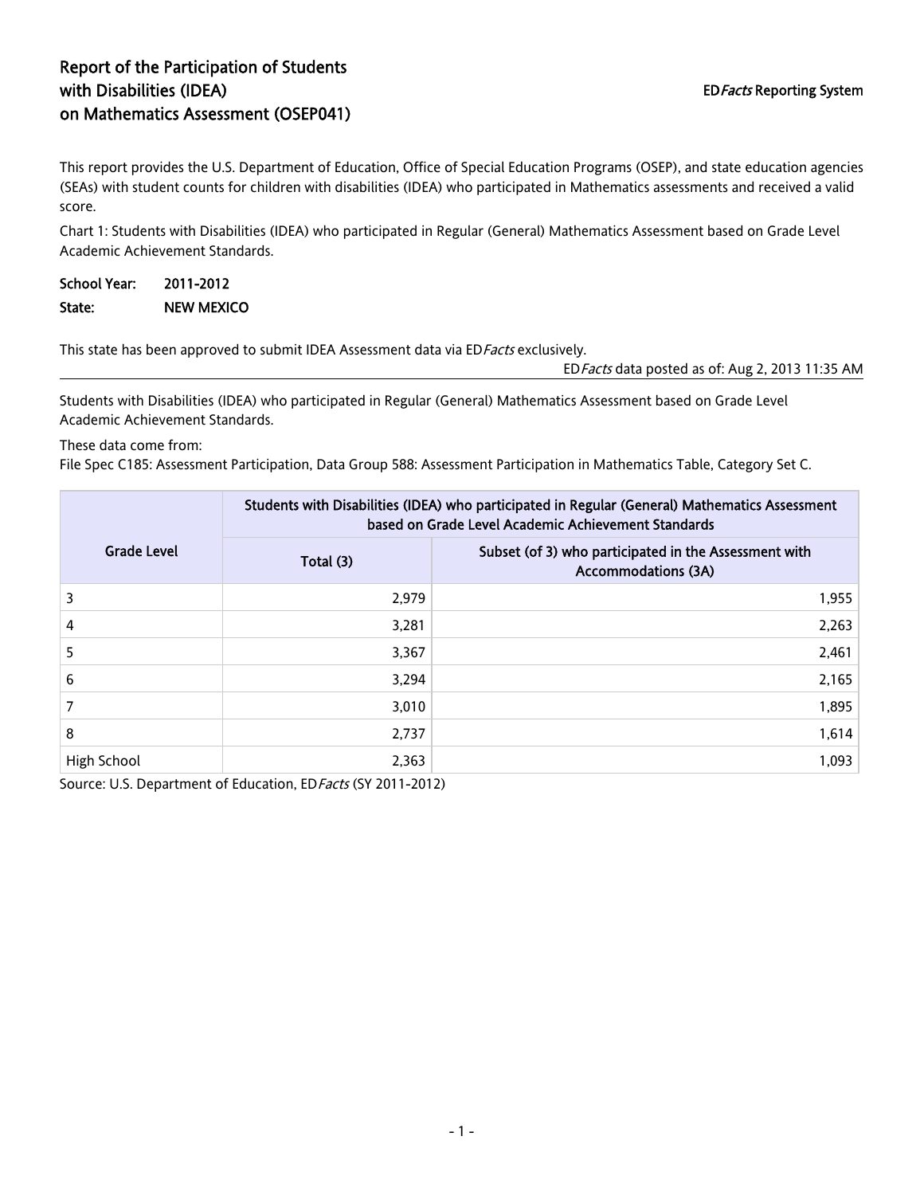# Report of the Participation of Students with Disabilities (IDEA) on Mathematics Assessment (OSEP041)

ED*Facts* Reporting System

This report provides the U.S. Department of Education, Office of Special Education Programs (OSEP), and state education agencies (SEAs) with student counts for children with disabilities (IDEA) who participated in Mathematics assessments and received a valid score.

Chart 1: Students with Disabilities (IDEA) who participated in Regular (General) Mathematics Assessment based on Grade Level Academic Achievement Standards.

**School Year:** 2011-2012

**State:** NEW MEXICO

This state has been approved to submit IDEA Assessment data via ED*Facts* exclusively.

ED*Facts* data posted as of: Aug 2, 2013 11:35 AM

Students with Disabilities (IDEA) who participated in Regular (General) Mathematics Assessment based on Grade Level Academic Achievement Standards.

These data come from:
File Spec C185: Assessment Participation, Data Group 588: Assessment Participation in Mathematics Table, Category Set C.

| Grade Level | Students with Disabilities (IDEA) who participated in Regular (General) Mathematics Assessment based on Grade Level Academic Achievement Standards | |
|---|---|---|
| | Total (3) | Subset (of 3) who participated in the Assessment with Accommodations (3A) |
| 3 | 2,979 | 1,955 |
| 4 | 3,281 | 2,263 |
| 5 | 3,367 | 2,461 |
| 6 | 3,294 | 2,165 |
| 7 | 3,010 | 1,895 |
| 8 | 2,737 | 1,614 |
| High School | 2,363 | 1,093 |

Source: U.S. Department of Education, ED*Facts* (SY 2011-2012)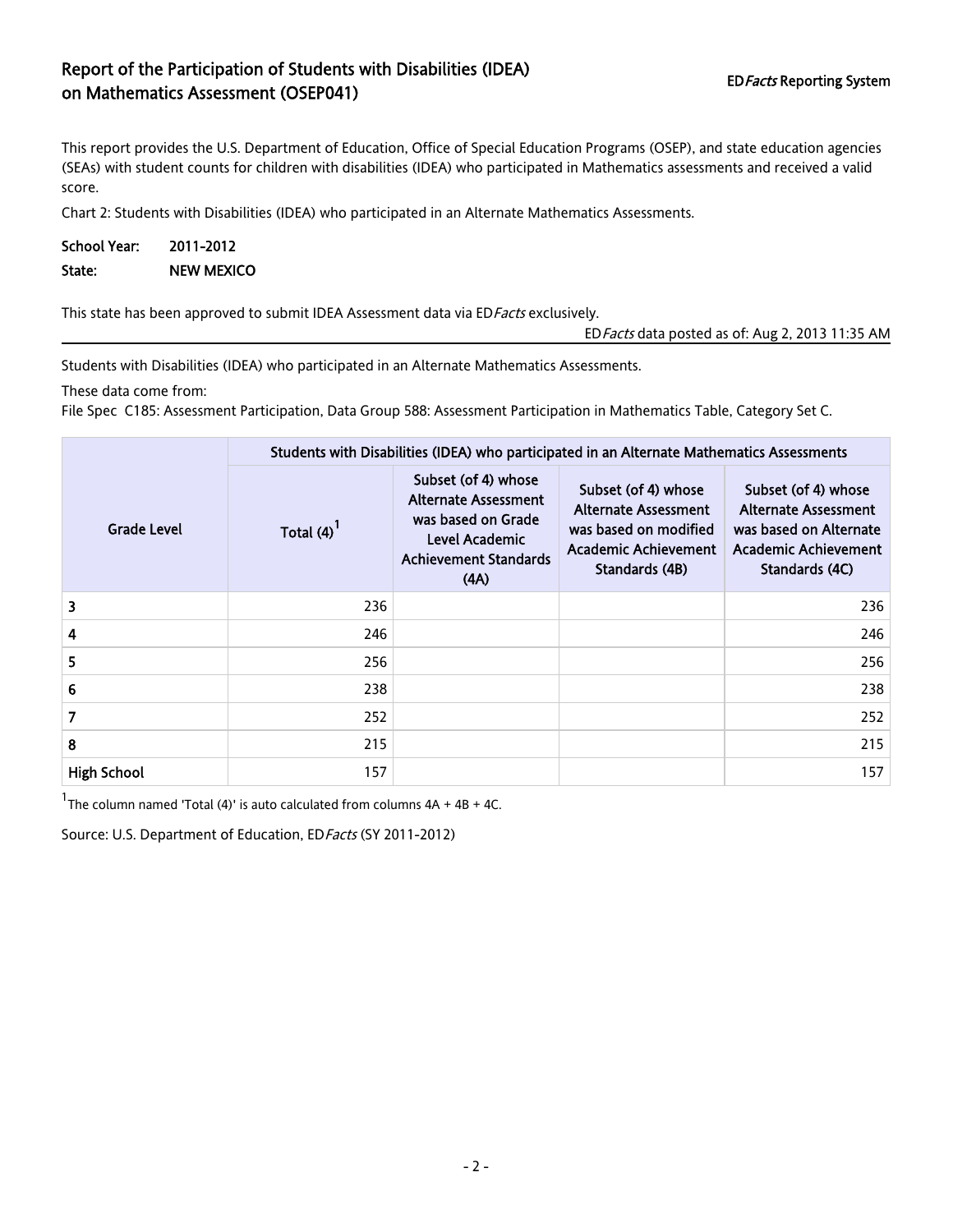## Report of the Participation of Students with Disabilities (IDEA) on Mathematics Assessment (OSEP041)

ED*Facts* Reporting System

This report provides the U.S. Department of Education, Office of Special Education Programs (OSEP), and state education agencies (SEAs) with student counts for children with disabilities (IDEA) who participated in Mathematics assessments and received a valid score.

Chart 2: Students with Disabilities (IDEA) who participated in an Alternate Mathematics Assessments.

**School Year:** **2011-2012**

**State:** **NEW MEXICO**

This state has been approved to submit IDEA Assessment data via ED*Facts* exclusively.

ED*Facts* data posted as of: Aug 2, 2013 11:35 AM

Students with Disabilities (IDEA) who participated in an Alternate Mathematics Assessments.

These data come from:

File Spec C185: Assessment Participation, Data Group 588: Assessment Participation in Mathematics Table, Category Set C.

| Grade Level | Students with Disabilities (IDEA) who participated in an Alternate Mathematics Assessments | | | |
|---|---|---|---|---|
| | Total (4)[1] | Subset (of 4) whose Alternate Assessment was based on Grade Level Academic Achievement Standards (4A) | Subset (of 4) whose Alternate Assessment was based on modified Academic Achievement Standards (4B) | Subset (of 4) whose Alternate Assessment was based on Alternate Academic Achievement Standards (4C) |
| 3 | 236 | | | 236 |
| 4 | 246 | | | 246 |
| 5 | 256 | | | 256 |
| 6 | 238 | | | 238 |
| 7 | 252 | | | 252 |
| 8 | 215 | | | 215 |
| High School | 157 | | | 157 |

[1]The column named 'Total (4)' is auto calculated from columns 4A + 4B + 4C.

Source: U.S. Department of Education, ED*Facts* (SY 2011-2012)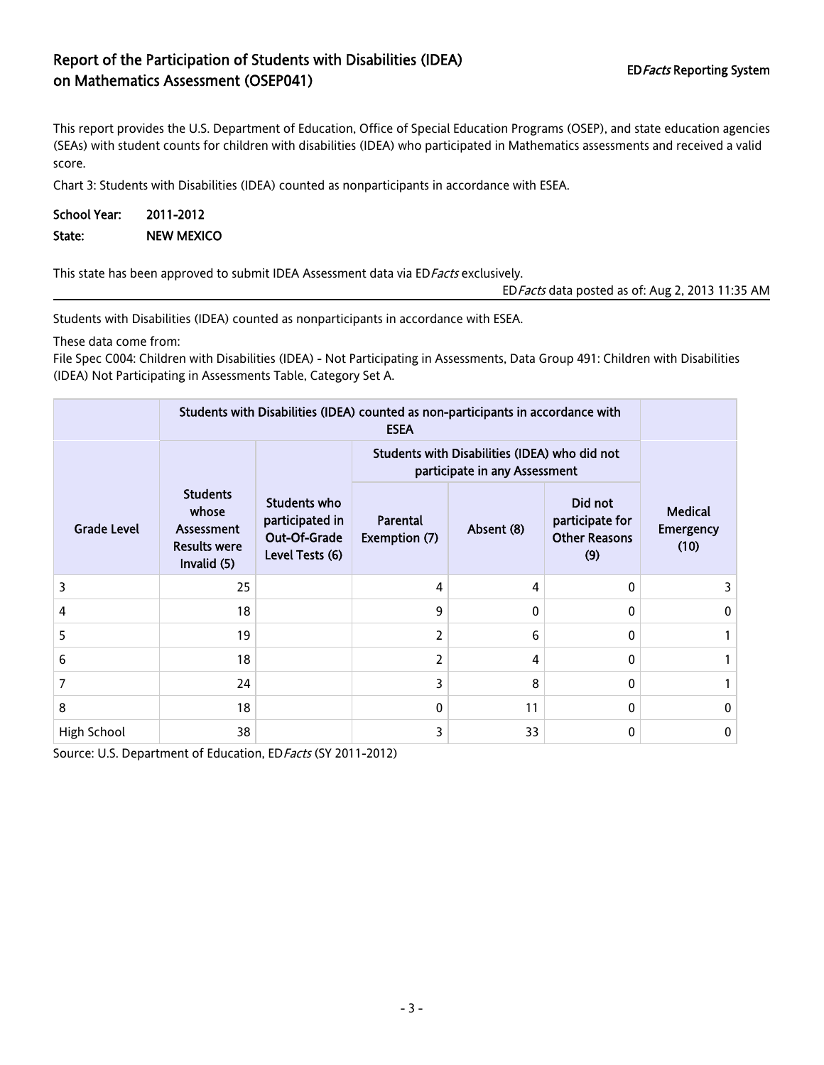# Report of the Participation of Students with Disabilities (IDEA) on Mathematics Assessment (OSEP041)

ED*Facts* Reporting System

This report provides the U.S. Department of Education, Office of Special Education Programs (OSEP), and state education agencies (SEAs) with student counts for children with disabilities (IDEA) who participated in Mathematics assessments and received a valid score.

Chart 3: Students with Disabilities (IDEA) counted as nonparticipants in accordance with ESEA.

**School Year:** 2011-2012

**State:** NEW MEXICO

This state has been approved to submit IDEA Assessment data via ED*Facts* exclusively.

ED*Facts* data posted as of: Aug 2, 2013 11:35 AM

Students with Disabilities (IDEA) counted as nonparticipants in accordance with ESEA.

These data come from:

File Spec C004: Children with Disabilities (IDEA) - Not Participating in Assessments, Data Group 491: Children with Disabilities (IDEA) Not Participating in Assessments Table, Category Set A.

| | Students with Disabilities (IDEA) counted as non-participants in accordance with ESEA | | | | | |
|---|---|---|---|---|---|---|
| | | | Students with Disabilities (IDEA) who did not participate in any Assessment | | | |
| Grade Level | Students whose Assessment Results were Invalid (5) | Students who participated in Out-Of-Grade Level Tests (6) | Parental Exemption (7) | Absent (8) | Did not participate for Other Reasons (9) | Medical Emergency (10) |
| 3 | 25 | | 4 | 4 | 0 | 3 |
| 4 | 18 | | 9 | 0 | 0 | 0 |
| 5 | 19 | | 2 | 6 | 0 | 1 |
| 6 | 18 | | 2 | 4 | 0 | 1 |
| 7 | 24 | | 3 | 8 | 0 | 1 |
| 8 | 18 | | 0 | 11 | 0 | 0 |
| High School | 38 | | 3 | 33 | 0 | 0 |

Source: U.S. Department of Education, ED*Facts* (SY 2011-2012)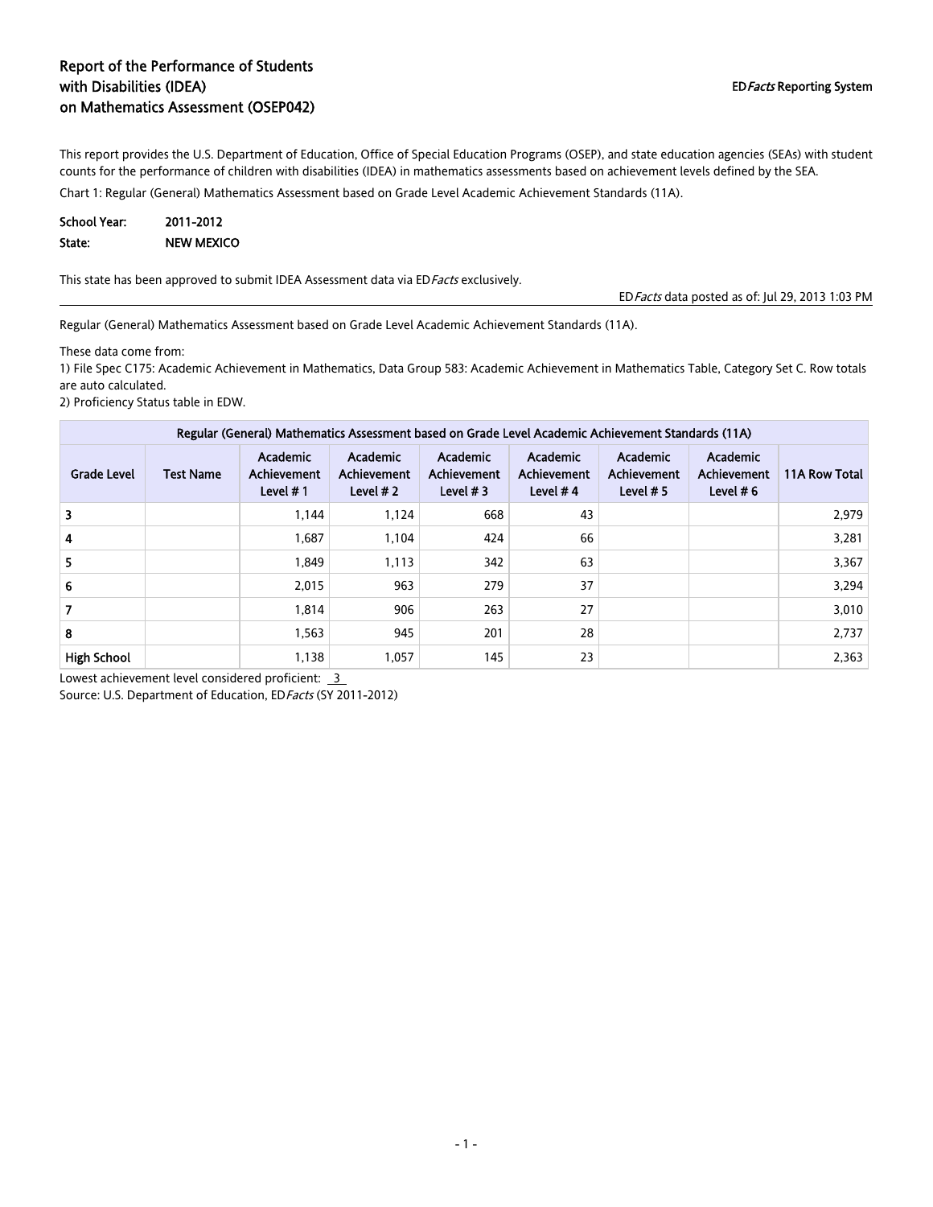# Report of the Performance of Students with Disabilities (IDEA) on Mathematics Assessment (OSEP042)

ED*Facts* Reporting System

This report provides the U.S. Department of Education, Office of Special Education Programs (OSEP), and state education agencies (SEAs) with student counts for the performance of children with disabilities (IDEA) in mathematics assessments based on achievement levels defined by the SEA.

Chart 1: Regular (General) Mathematics Assessment based on Grade Level Academic Achievement Standards (11A).

**School Year:** 2011-2012

**State:** NEW MEXICO

This state has been approved to submit IDEA Assessment data via ED*Facts* exclusively.

ED*Facts* data posted as of: Jul 29, 2013 1:03 PM

Regular (General) Mathematics Assessment based on Grade Level Academic Achievement Standards (11A).

These data come from:

1) File Spec C175: Academic Achievement in Mathematics, Data Group 583: Academic Achievement in Mathematics Table, Category Set C. Row totals are auto calculated.

2) Proficiency Status table in EDW.

| Regular (General) Mathematics Assessment based on Grade Level Academic Achievement Standards (11A) | | | | | | | | |
|---|---|---|---|---|---|---|---|---|
| Grade Level | Test Name | Academic Achievement Level # 1 | Academic Achievement Level # 2 | Academic Achievement Level # 3 | Academic Achievement Level # 4 | Academic Achievement Level # 5 | Academic Achievement Level # 6 | 11A Row Total |
| 3 | | 1,144 | 1,124 | 668 | 43 | | | 2,979 |
| 4 | | 1,687 | 1,104 | 424 | 66 | | | 3,281 |
| 5 | | 1,849 | 1,113 | 342 | 63 | | | 3,367 |
| 6 | | 2,015 | 963 | 279 | 37 | | | 3,294 |
| 7 | | 1,814 | 906 | 263 | 27 | | | 3,010 |
| 8 | | 1,563 | 945 | 201 | 28 | | | 2,737 |
| High School | | 1,138 | 1,057 | 145 | 23 | | | 2,363 |

Lowest achievement level considered proficient: 3

Source: U.S. Department of Education, ED*Facts* (SY 2011-2012)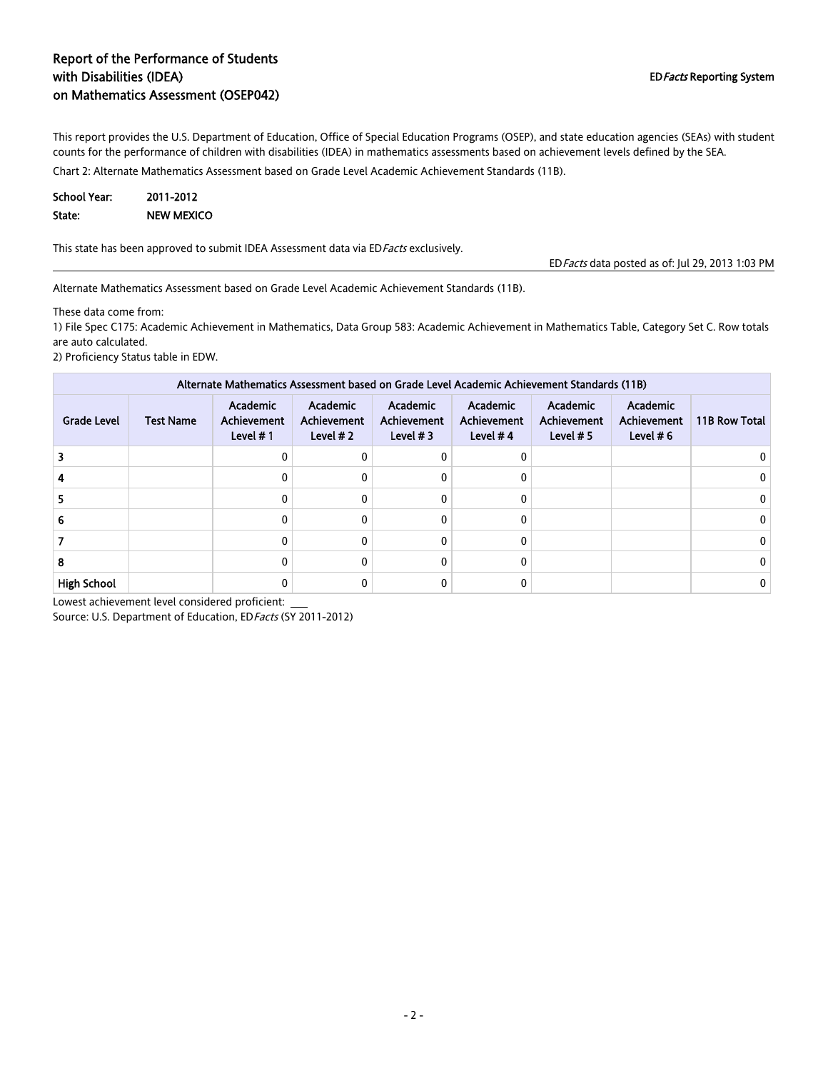# Report of the Performance of Students with Disabilities (IDEA) on Mathematics Assessment (OSEP042)

ED*Facts* Reporting System

This report provides the U.S. Department of Education, Office of Special Education Programs (OSEP), and state education agencies (SEAs) with student counts for the performance of children with disabilities (IDEA) in mathematics assessments based on achievement levels defined by the SEA.

Chart 2: Alternate Mathematics Assessment based on Grade Level Academic Achievement Standards (11B).

**School Year:** 2011-2012

**State:** NEW MEXICO

This state has been approved to submit IDEA Assessment data via ED*Facts* exclusively.

ED*Facts* data posted as of: Jul 29, 2013 1:03 PM

Alternate Mathematics Assessment based on Grade Level Academic Achievement Standards (11B).

These data come from:

1) File Spec C175: Academic Achievement in Mathematics, Data Group 583: Academic Achievement in Mathematics Table, Category Set C. Row totals are auto calculated.

2) Proficiency Status table in EDW.

| Alternate Mathematics Assessment based on Grade Level Academic Achievement Standards (11B) | | | | | | | | |
|---|---|---|---|---|---|---|---|---|
| Grade Level | Test Name | Academic Achievement Level # 1 | Academic Achievement Level # 2 | Academic Achievement Level # 3 | Academic Achievement Level # 4 | Academic Achievement Level # 5 | Academic Achievement Level # 6 | 11B Row Total |
| 3 | | 0 | 0 | 0 | 0 | | | 0 |
| 4 | | 0 | 0 | 0 | 0 | | | 0 |
| 5 | | 0 | 0 | 0 | 0 | | | 0 |
| 6 | | 0 | 0 | 0 | 0 | | | 0 |
| 7 | | 0 | 0 | 0 | 0 | | | 0 |
| 8 | | 0 | 0 | 0 | 0 | | | 0 |
| High School | | 0 | 0 | 0 | 0 | | | 0 |

Lowest achievement level considered proficient: ___

Source: U.S. Department of Education, ED*Facts* (SY 2011-2012)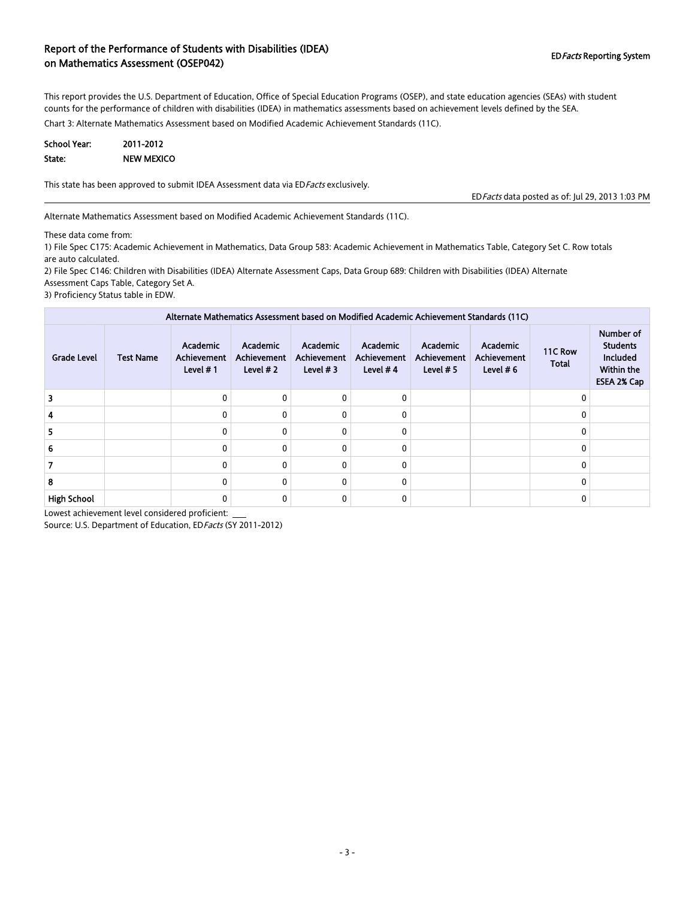## Report of the Performance of Students with Disabilities (IDEA) on Mathematics Assessment (OSEP042)

ED*Facts* Reporting System

This report provides the U.S. Department of Education, Office of Special Education Programs (OSEP), and state education agencies (SEAs) with student counts for the performance of children with disabilities (IDEA) in mathematics assessments based on achievement levels defined by the SEA.

Chart 3: Alternate Mathematics Assessment based on Modified Academic Achievement Standards (11C).

**School Year:** 2011-2012
**State:** NEW MEXICO

This state has been approved to submit IDEA Assessment data via ED*Facts* exclusively.

ED*Facts* data posted as of: Jul 29, 2013 1:03 PM

Alternate Mathematics Assessment based on Modified Academic Achievement Standards (11C).

These data come from:
1) File Spec C175: Academic Achievement in Mathematics, Data Group 583: Academic Achievement in Mathematics Table, Category Set C. Row totals are auto calculated.
2) File Spec C146: Children with Disabilities (IDEA) Alternate Assessment Caps, Data Group 689: Children with Disabilities (IDEA) Alternate Assessment Caps Table, Category Set A.
3) Proficiency Status table in EDW.

| Alternate Mathematics Assessment based on Modified Academic Achievement Standards (11C) | | | | | | | | | |
|---|---|---|---|---|---|---|---|---|---|
| Grade Level | Test Name | Academic Achievement Level # 1 | Academic Achievement Level # 2 | Academic Achievement Level # 3 | Academic Achievement Level # 4 | Academic Achievement Level # 5 | Academic Achievement Level # 6 | 11C Row Total | Number of Students Included Within the ESEA 2% Cap |
| 3 | | 0 | 0 | 0 | 0 | | | 0 | |
| 4 | | 0 | 0 | 0 | 0 | | | 0 | |
| 5 | | 0 | 0 | 0 | 0 | | | 0 | |
| 6 | | 0 | 0 | 0 | 0 | | | 0 | |
| 7 | | 0 | 0 | 0 | 0 | | | 0 | |
| 8 | | 0 | 0 | 0 | 0 | | | 0 | |
| High School | | 0 | 0 | 0 | 0 | | | 0 | |

Lowest achievement level considered proficient: ___

Source: U.S. Department of Education, ED*Facts* (SY 2011-2012)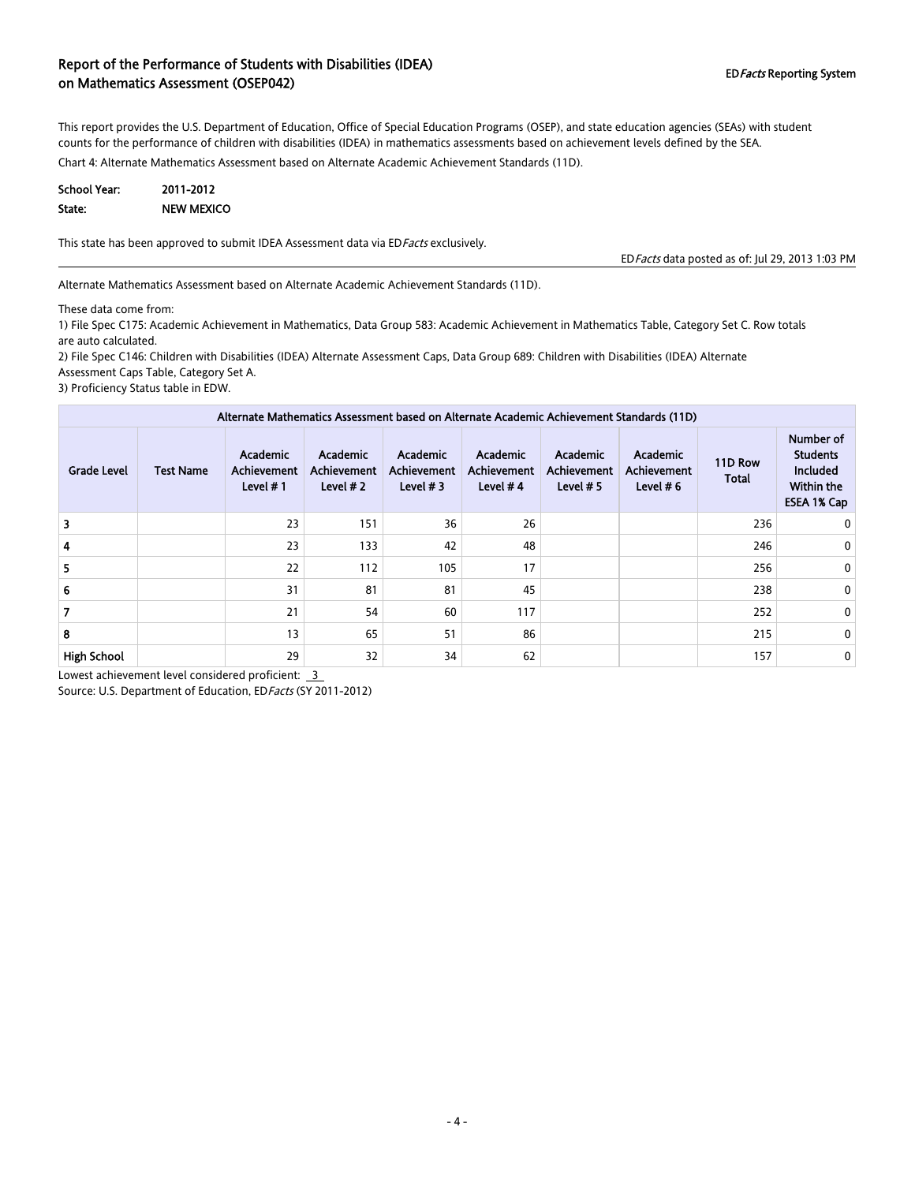## Report of the Performance of Students with Disabilities (IDEA) on Mathematics Assessment (OSEP042)

ED*Facts* Reporting System

This report provides the U.S. Department of Education, Office of Special Education Programs (OSEP), and state education agencies (SEAs) with student counts for the performance of children with disabilities (IDEA) in mathematics assessments based on achievement levels defined by the SEA.

Chart 4: Alternate Mathematics Assessment based on Alternate Academic Achievement Standards (11D).

**School Year:** 2011-2012

**State:** NEW MEXICO

This state has been approved to submit IDEA Assessment data via ED*Facts* exclusively.

ED*Facts* data posted as of: Jul 29, 2013 1:03 PM

Alternate Mathematics Assessment based on Alternate Academic Achievement Standards (11D).

These data come from:

1) File Spec C175: Academic Achievement in Mathematics, Data Group 583: Academic Achievement in Mathematics Table, Category Set C. Row totals are auto calculated.
2) File Spec C146: Children with Disabilities (IDEA) Alternate Assessment Caps, Data Group 689: Children with Disabilities (IDEA) Alternate Assessment Caps Table, Category Set A.
3) Proficiency Status table in EDW.

| Alternate Mathematics Assessment based on Alternate Academic Achievement Standards (11D) | | | | | | | | | |
|---|---|---|---|---|---|---|---|---|---|
| Grade Level | Test Name | Academic Achievement Level # 1 | Academic Achievement Level # 2 | Academic Achievement Level # 3 | Academic Achievement Level # 4 | Academic Achievement Level # 5 | Academic Achievement Level # 6 | 11D Row Total | Number of Students Included Within the ESEA 1% Cap |
| 3 | | 23 | 151 | 36 | 26 | | | 236 | 0 |
| 4 | | 23 | 133 | 42 | 48 | | | 246 | 0 |
| 5 | | 22 | 112 | 105 | 17 | | | 256 | 0 |
| 6 | | 31 | 81 | 81 | 45 | | | 238 | 0 |
| 7 | | 21 | 54 | 60 | 117 | | | 252 | 0 |
| 8 | | 13 | 65 | 51 | 86 | | | 215 | 0 |
| High School | | 29 | 32 | 34 | 62 | | | 157 | 0 |

Lowest achievement level considered proficient: 3

Source: U.S. Department of Education, ED*Facts* (SY 2011-2012)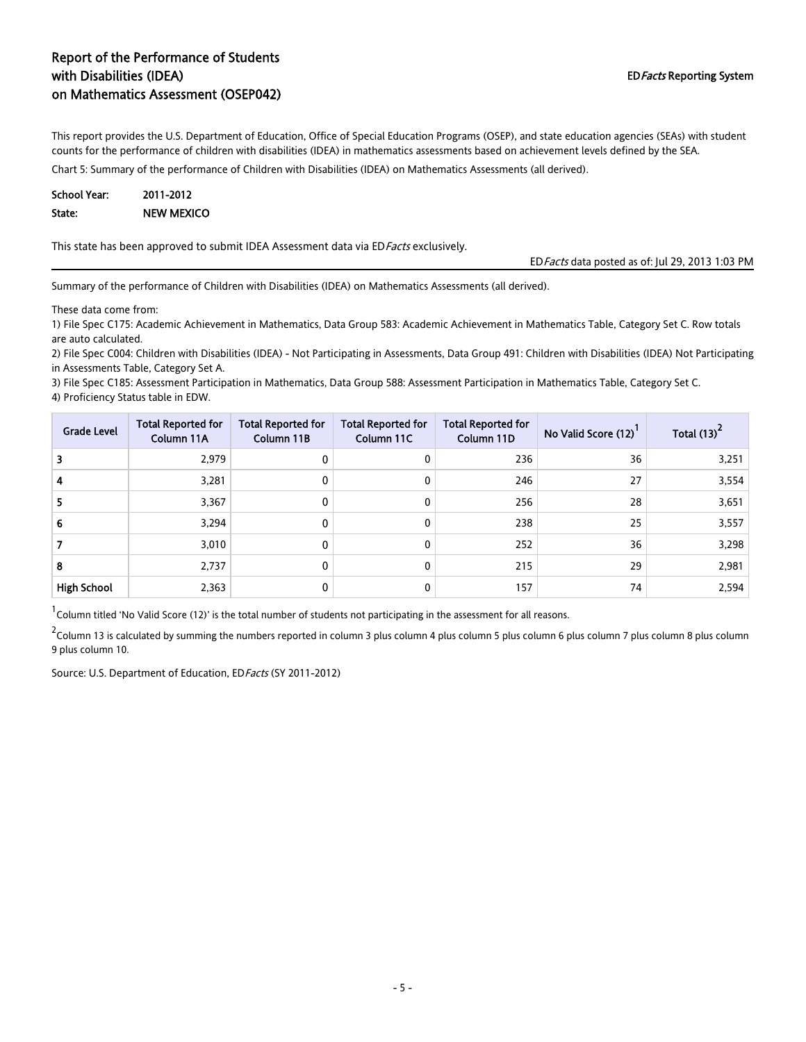# Report of the Performance of Students with Disabilities (IDEA) on Mathematics Assessment (OSEP042)

ED*Facts* Reporting System

This report provides the U.S. Department of Education, Office of Special Education Programs (OSEP), and state education agencies (SEAs) with student counts for the performance of children with disabilities (IDEA) in mathematics assessments based on achievement levels defined by the SEA.

Chart 5: Summary of the performance of Children with Disabilities (IDEA) on Mathematics Assessments (all derived).

**School Year:** 2011-2012

**State:** NEW MEXICO

This state has been approved to submit IDEA Assessment data via ED*Facts* exclusively.

ED*Facts* data posted as of: Jul 29, 2013 1:03 PM

Summary of the performance of Children with Disabilities (IDEA) on Mathematics Assessments (all derived).

These data come from:

1) File Spec C175: Academic Achievement in Mathematics, Data Group 583: Academic Achievement in Mathematics Table, Category Set C. Row totals are auto calculated.
2) File Spec C004: Children with Disabilities (IDEA) - Not Participating in Assessments, Data Group 491: Children with Disabilities (IDEA) Not Participating in Assessments Table, Category Set A.
3) File Spec C185: Assessment Participation in Mathematics, Data Group 588: Assessment Participation in Mathematics Table, Category Set C.
4) Proficiency Status table in EDW.

| Grade Level | Total Reported for Column 11A | Total Reported for Column 11B | Total Reported for Column 11C | Total Reported for Column 11D | No Valid Score (12)[1] | Total (13)[2] |
|---|---|---|---|---|---|---|
| 3 | 2,979 | 0 | 0 | 236 | 36 | 3,251 |
| 4 | 3,281 | 0 | 0 | 246 | 27 | 3,554 |
| 5 | 3,367 | 0 | 0 | 256 | 28 | 3,651 |
| 6 | 3,294 | 0 | 0 | 238 | 25 | 3,557 |
| 7 | 3,010 | 0 | 0 | 252 | 36 | 3,298 |
| 8 | 2,737 | 0 | 0 | 215 | 29 | 2,981 |
| High School | 2,363 | 0 | 0 | 157 | 74 | 2,594 |

[1] Column titled 'No Valid Score (12)' is the total number of students not participating in the assessment for all reasons.

[2] Column 13 is calculated by summing the numbers reported in column 3 plus column 4 plus column 5 plus column 6 plus column 7 plus column 8 plus column 9 plus column 10.

Source: U.S. Department of Education, ED*Facts* (SY 2011-2012)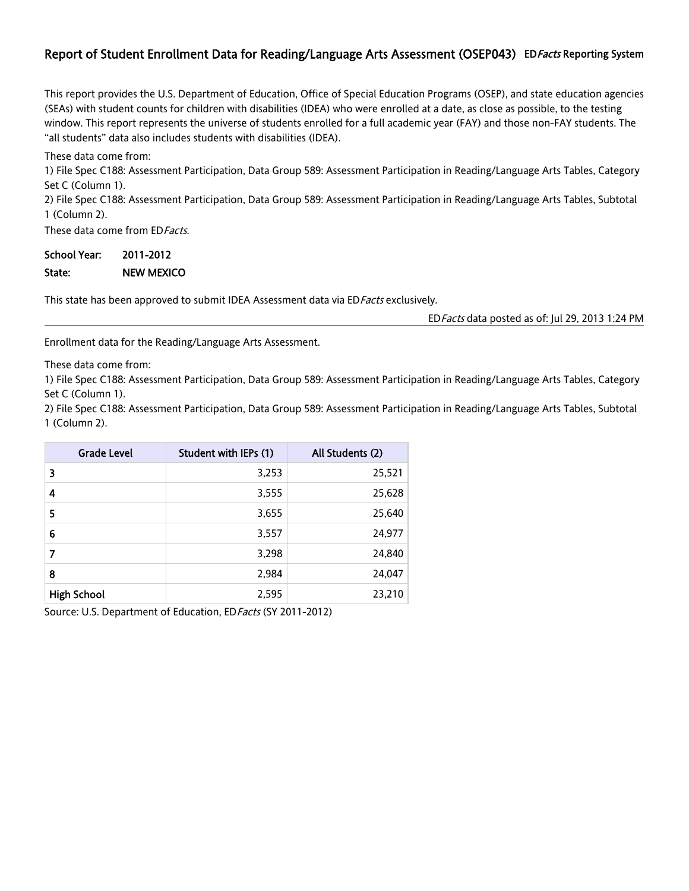## Report of Student Enrollment Data for Reading/Language Arts Assessment (OSEP043) ED*Facts* Reporting System

This report provides the U.S. Department of Education, Office of Special Education Programs (OSEP), and state education agencies (SEAs) with student counts for children with disabilities (IDEA) who were enrolled at a date, as close as possible, to the testing window. This report represents the universe of students enrolled for a full academic year (FAY) and those non-FAY students. The "all students" data also includes students with disabilities (IDEA).

These data come from:

1) File Spec C188: Assessment Participation, Data Group 589: Assessment Participation in Reading/Language Arts Tables, Category Set C (Column 1).

2) File Spec C188: Assessment Participation, Data Group 589: Assessment Participation in Reading/Language Arts Tables, Subtotal 1 (Column 2).

These data come from ED*Facts.*

**School Year:** **2011-2012**

**State:** **NEW MEXICO**

This state has been approved to submit IDEA Assessment data via ED*Facts* exclusively.

ED*Facts* data posted as of: Jul 29, 2013 1:24 PM

---

Enrollment data for the Reading/Language Arts Assessment.

These data come from:

1) File Spec C188: Assessment Participation, Data Group 589: Assessment Participation in Reading/Language Arts Tables, Category Set C (Column 1).

2) File Spec C188: Assessment Participation, Data Group 589: Assessment Participation in Reading/Language Arts Tables, Subtotal 1 (Column 2).

| Grade Level | Student with IEPs (1) | All Students (2) |
|---|---:|---:|
| 3 | 3,253 | 25,521 |
| 4 | 3,555 | 25,628 |
| 5 | 3,655 | 25,640 |
| 6 | 3,557 | 24,977 |
| 7 | 3,298 | 24,840 |
| 8 | 2,984 | 24,047 |
| High School | 2,595 | 23,210 |

Source: U.S. Department of Education, ED*Facts* (SY 2011-2012)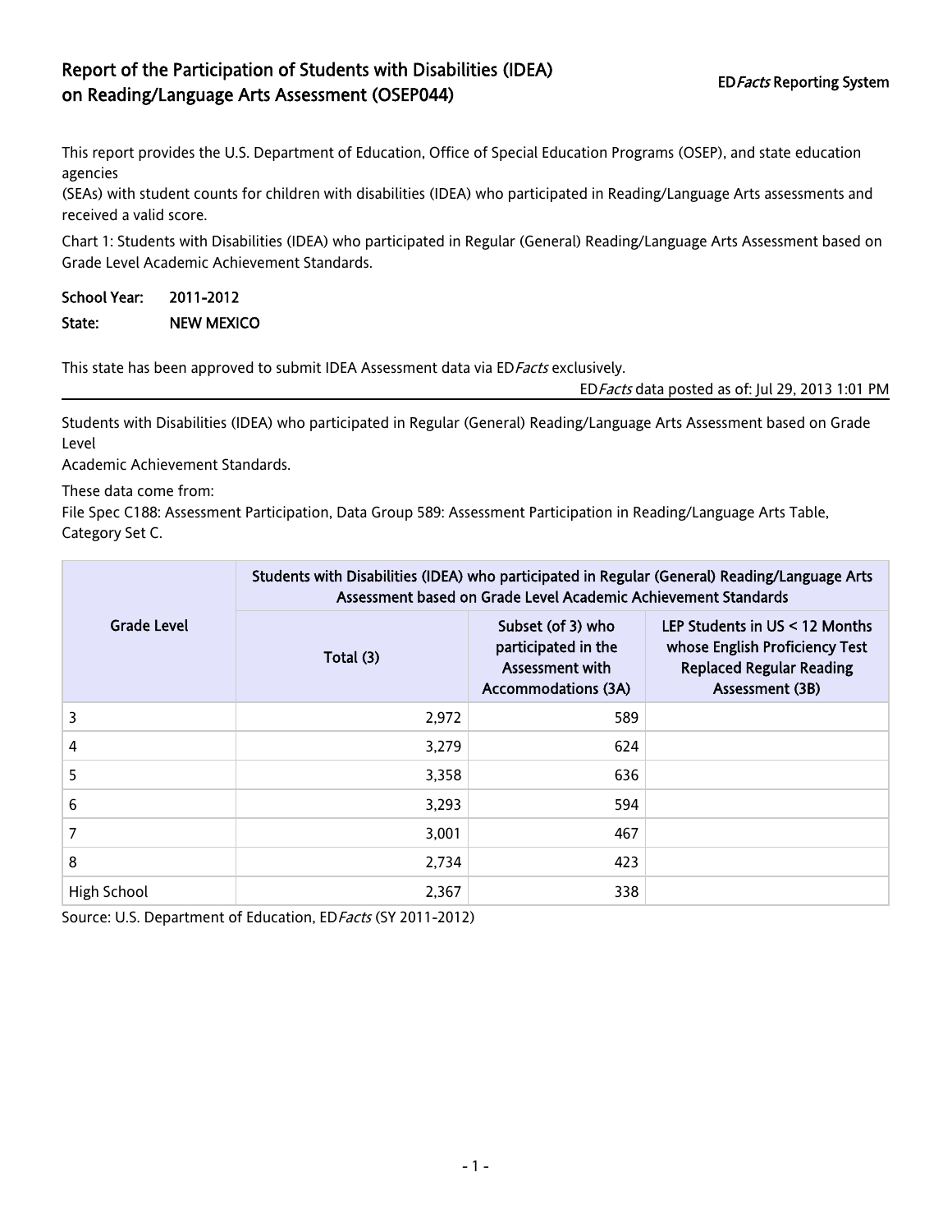# Report of the Participation of Students with Disabilities (IDEA) on Reading/Language Arts Assessment (OSEP044)

ED*Facts* Reporting System

This report provides the U.S. Department of Education, Office of Special Education Programs (OSEP), and state education agencies
(SEAs) with student counts for children with disabilities (IDEA) who participated in Reading/Language Arts assessments and received a valid score.

Chart 1: Students with Disabilities (IDEA) who participated in Regular (General) Reading/Language Arts Assessment based on Grade Level Academic Achievement Standards.

**School Year:** **2011-2012**

**State:** **NEW MEXICO**

This state has been approved to submit IDEA Assessment data via ED*Facts* exclusively.

ED*Facts* data posted as of: Jul 29, 2013 1:01 PM

Students with Disabilities (IDEA) who participated in Regular (General) Reading/Language Arts Assessment based on Grade Level
Academic Achievement Standards.

These data come from:
File Spec C188: Assessment Participation, Data Group 589: Assessment Participation in Reading/Language Arts Table, Category Set C.

| Grade Level | Students with Disabilities (IDEA) who participated in Regular (General) Reading/Language Arts Assessment based on Grade Level Academic Achievement Standards | | |
|---|---|---|---|
| | Total (3) | Subset (of 3) who participated in the Assessment with Accommodations (3A) | LEP Students in US < 12 Months whose English Proficiency Test Replaced Regular Reading Assessment (3B) |
| 3 | 2,972 | 589 | |
| 4 | 3,279 | 624 | |
| 5 | 3,358 | 636 | |
| 6 | 3,293 | 594 | |
| 7 | 3,001 | 467 | |
| 8 | 2,734 | 423 | |
| High School | 2,367 | 338 | |

Source: U.S. Department of Education, ED*Facts* (SY 2011-2012)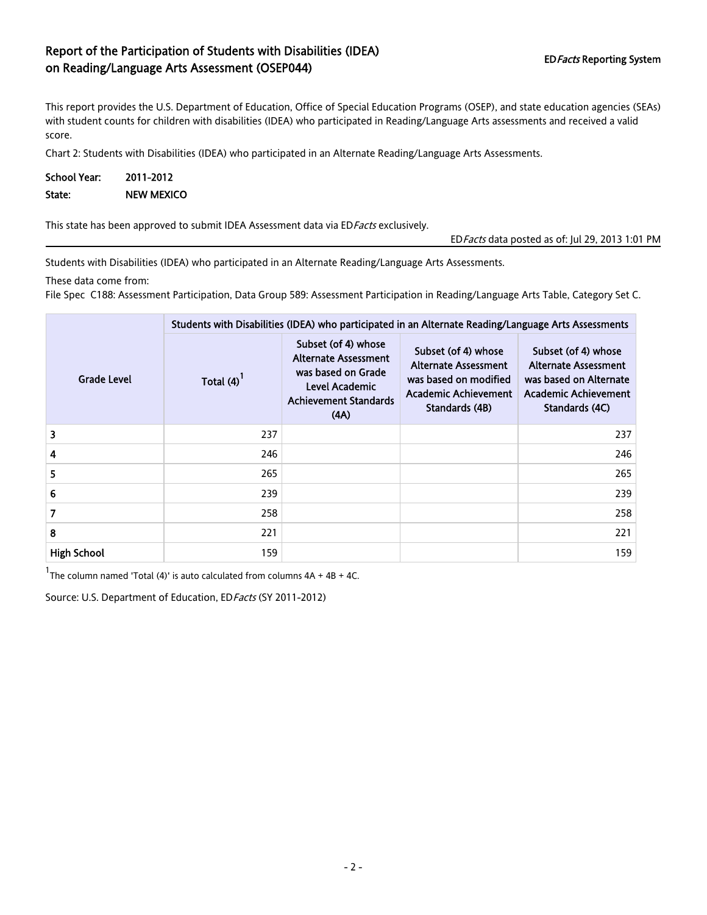# Report of the Participation of Students with Disabilities (IDEA) on Reading/Language Arts Assessment (OSEP044)

ED*Facts* Reporting System

This report provides the U.S. Department of Education, Office of Special Education Programs (OSEP), and state education agencies (SEAs) with student counts for children with disabilities (IDEA) who participated in Reading/Language Arts assessments and received a valid score.

Chart 2: Students with Disabilities (IDEA) who participated in an Alternate Reading/Language Arts Assessments.

**School Year:** 2011-2012

**State:** NEW MEXICO

This state has been approved to submit IDEA Assessment data via ED*Facts* exclusively.

ED*Facts* data posted as of: Jul 29, 2013 1:01 PM

Students with Disabilities (IDEA) who participated in an Alternate Reading/Language Arts Assessments.

These data come from:

File Spec C188: Assessment Participation, Data Group 589: Assessment Participation in Reading/Language Arts Table, Category Set C.

| Grade Level | Students with Disabilities (IDEA) who participated in an Alternate Reading/Language Arts Assessments | | | |
|---|---|---|---|---|
| | Total (4)[1] | Subset (of 4) whose Alternate Assessment was based on Grade Level Academic Achievement Standards (4A) | Subset (of 4) whose Alternate Assessment was based on modified Academic Achievement Standards (4B) | Subset (of 4) whose Alternate Assessment was based on Alternate Academic Achievement Standards (4C) |
| 3 | 237 | | | 237 |
| 4 | 246 | | | 246 |
| 5 | 265 | | | 265 |
| 6 | 239 | | | 239 |
| 7 | 258 | | | 258 |
| 8 | 221 | | | 221 |
| High School | 159 | | | 159 |

[1]The column named 'Total (4)' is auto calculated from columns 4A + 4B + 4C.

Source: U.S. Department of Education, ED*Facts* (SY 2011-2012)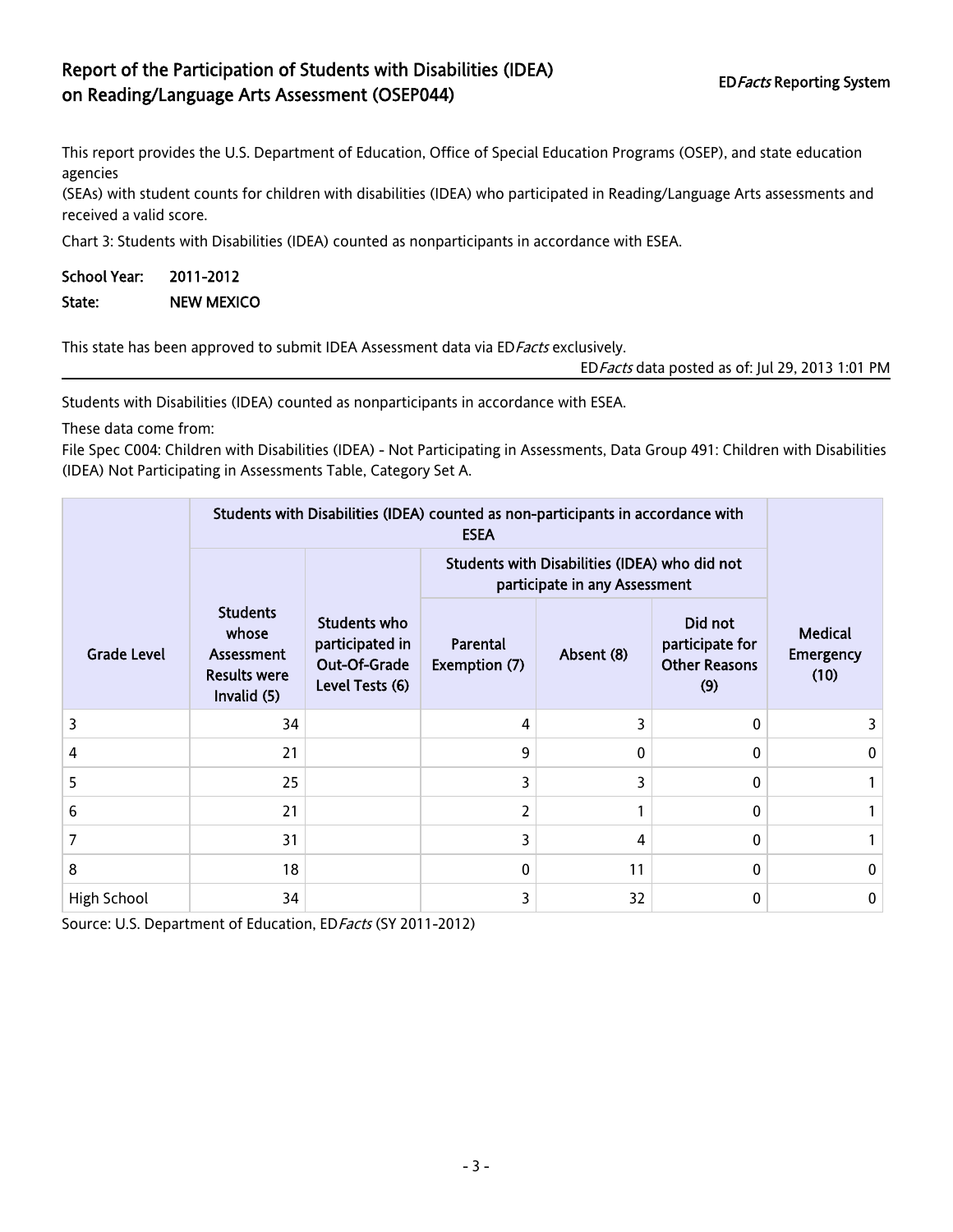# Report of the Participation of Students with Disabilities (IDEA) on Reading/Language Arts Assessment (OSEP044)

ED*Facts* Reporting System

This report provides the U.S. Department of Education, Office of Special Education Programs (OSEP), and state education agencies
(SEAs) with student counts for children with disabilities (IDEA) who participated in Reading/Language Arts assessments and received a valid score.

Chart 3: Students with Disabilities (IDEA) counted as nonparticipants in accordance with ESEA.

**School Year:** 2011-2012

**State:** NEW MEXICO

This state has been approved to submit IDEA Assessment data via ED*Facts* exclusively.

ED*Facts* data posted as of: Jul 29, 2013 1:01 PM

Students with Disabilities (IDEA) counted as nonparticipants in accordance with ESEA.

These data come from:

File Spec C004: Children with Disabilities (IDEA) - Not Participating in Assessments, Data Group 491: Children with Disabilities (IDEA) Not Participating in Assessments Table, Category Set A.

| Grade Level | Students with Disabilities (IDEA) counted as non-participants in accordance with ESEA | | | | | |
|---|---|---|---|---|---|---|
| | | | Students with Disabilities (IDEA) who did not participate in any Assessment | | | |
| | Students whose Assessment Results were Invalid (5) | Students who participated in Out-Of-Grade Level Tests (6) | Parental Exemption (7) | Absent (8) | Did not participate for Other Reasons (9) | Medical Emergency (10) |
| 3 | 34 | | 4 | 3 | 0 | 3 |
| 4 | 21 | | 9 | 0 | 0 | 0 |
| 5 | 25 | | 3 | 3 | 0 | 1 |
| 6 | 21 | | 2 | 1 | 0 | 1 |
| 7 | 31 | | 3 | 4 | 0 | 1 |
| 8 | 18 | | 0 | 11 | 0 | 0 |
| High School | 34 | | 3 | 32 | 0 | 0 |

Source: U.S. Department of Education, ED*Facts* (SY 2011-2012)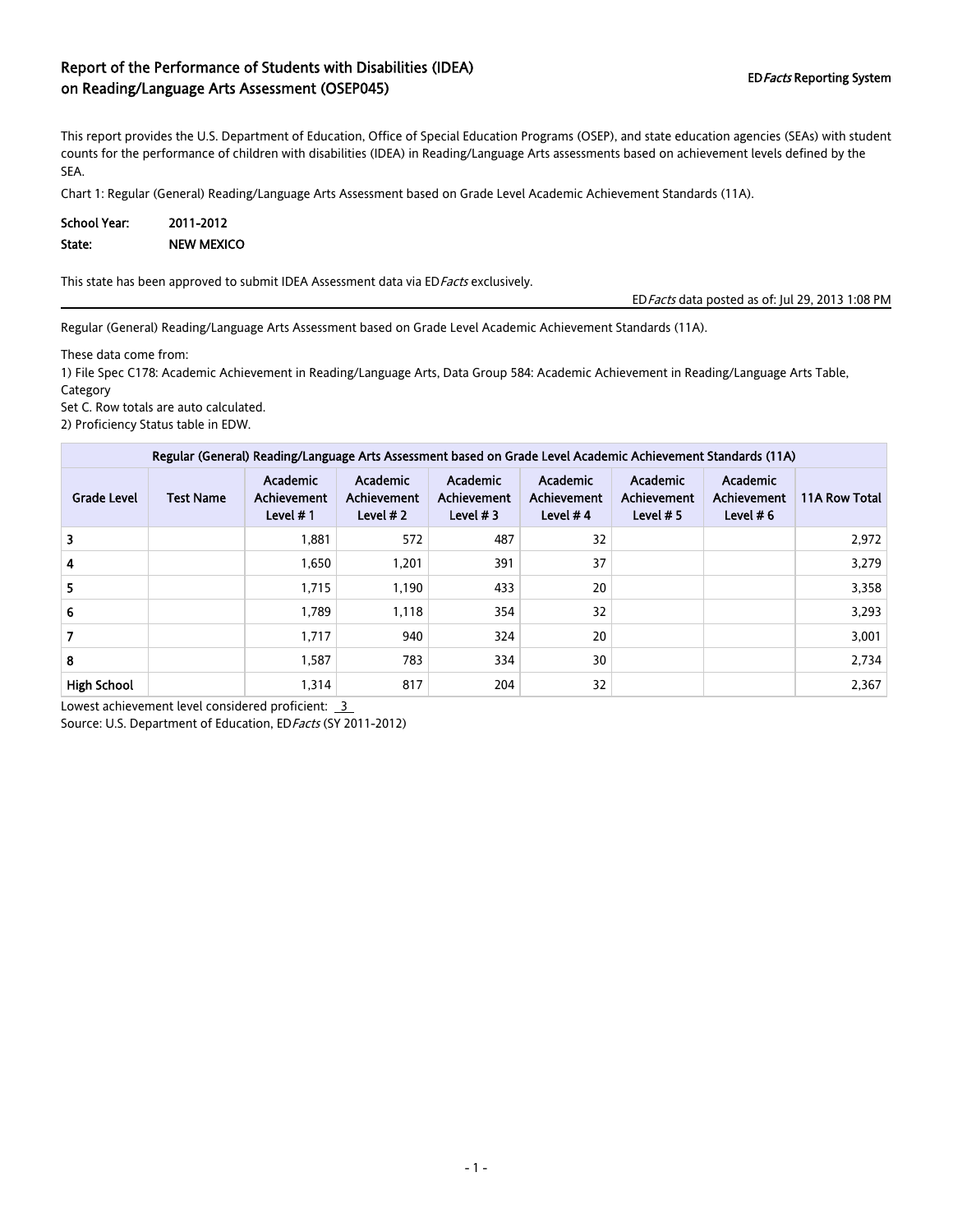# Report of the Performance of Students with Disabilities (IDEA) on Reading/Language Arts Assessment (OSEP045)

ED*Facts* Reporting System

This report provides the U.S. Department of Education, Office of Special Education Programs (OSEP), and state education agencies (SEAs) with student counts for the performance of children with disabilities (IDEA) in Reading/Language Arts assessments based on achievement levels defined by the SEA.

Chart 1: Regular (General) Reading/Language Arts Assessment based on Grade Level Academic Achievement Standards (11A).

**School Year:** 2011-2012

**State:** NEW MEXICO

This state has been approved to submit IDEA Assessment data via ED*Facts* exclusively.

ED*Facts* data posted as of: Jul 29, 2013 1:08 PM

Regular (General) Reading/Language Arts Assessment based on Grade Level Academic Achievement Standards (11A).

These data come from:

1) File Spec C178: Academic Achievement in Reading/Language Arts, Data Group 584: Academic Achievement in Reading/Language Arts Table, Category Set C. Row totals are auto calculated.

2) Proficiency Status table in EDW.

| Regular (General) Reading/Language Arts Assessment based on Grade Level Academic Achievement Standards (11A) | | | | | | | | |
|---|---|---|---|---|---|---|---|---|
| Grade Level | Test Name | Academic Achievement Level # 1 | Academic Achievement Level # 2 | Academic Achievement Level # 3 | Academic Achievement Level # 4 | Academic Achievement Level # 5 | Academic Achievement Level # 6 | 11A Row Total |
| 3 | | 1,881 | 572 | 487 | 32 | | | 2,972 |
| 4 | | 1,650 | 1,201 | 391 | 37 | | | 3,279 |
| 5 | | 1,715 | 1,190 | 433 | 20 | | | 3,358 |
| 6 | | 1,789 | 1,118 | 354 | 32 | | | 3,293 |
| 7 | | 1,717 | 940 | 324 | 20 | | | 3,001 |
| 8 | | 1,587 | 783 | 334 | 30 | | | 2,734 |
| High School | | 1,314 | 817 | 204 | 32 | | | 2,367 |

Lowest achievement level considered proficient: 3

Source: U.S. Department of Education, ED*Facts* (SY 2011-2012)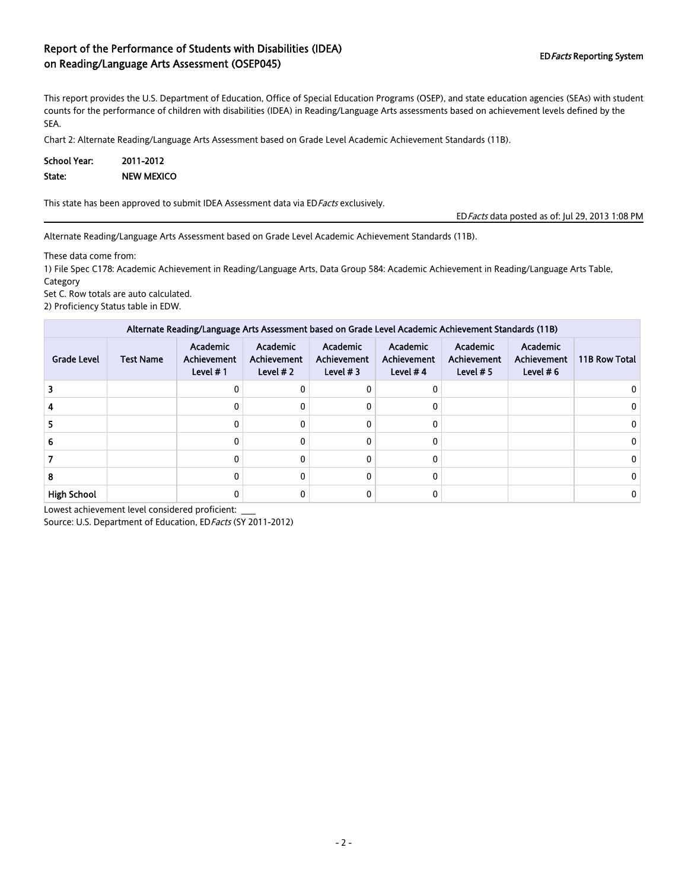# Report of the Performance of Students with Disabilities (IDEA) on Reading/Language Arts Assessment (OSEP045)

ED*Facts* Reporting System

This report provides the U.S. Department of Education, Office of Special Education Programs (OSEP), and state education agencies (SEAs) with student counts for the performance of children with disabilities (IDEA) in Reading/Language Arts assessments based on achievement levels defined by the SEA.

Chart 2: Alternate Reading/Language Arts Assessment based on Grade Level Academic Achievement Standards (11B).

**School Year:** 2011-2012

**State:** NEW MEXICO

This state has been approved to submit IDEA Assessment data via ED*Facts* exclusively.

ED*Facts* data posted as of: Jul 29, 2013 1:08 PM

Alternate Reading/Language Arts Assessment based on Grade Level Academic Achievement Standards (11B).

These data come from:

1) File Spec C178: Academic Achievement in Reading/Language Arts, Data Group 584: Academic Achievement in Reading/Language Arts Table, Category Set C. Row totals are auto calculated.

2) Proficiency Status table in EDW.

| Alternate Reading/Language Arts Assessment based on Grade Level Academic Achievement Standards (11B) | | | | | | | | |
|---|---|---|---|---|---|---|---|---|
| Grade Level | Test Name | Academic Achievement Level # 1 | Academic Achievement Level # 2 | Academic Achievement Level # 3 | Academic Achievement Level # 4 | Academic Achievement Level # 5 | Academic Achievement Level # 6 | 11B Row Total |
| 3 | | 0 | 0 | 0 | 0 | | | 0 |
| 4 | | 0 | 0 | 0 | 0 | | | 0 |
| 5 | | 0 | 0 | 0 | 0 | | | 0 |
| 6 | | 0 | 0 | 0 | 0 | | | 0 |
| 7 | | 0 | 0 | 0 | 0 | | | 0 |
| 8 | | 0 | 0 | 0 | 0 | | | 0 |
| High School | | 0 | 0 | 0 | 0 | | | 0 |

Lowest achievement level considered proficient: ___

Source: U.S. Department of Education, ED*Facts* (SY 2011-2012)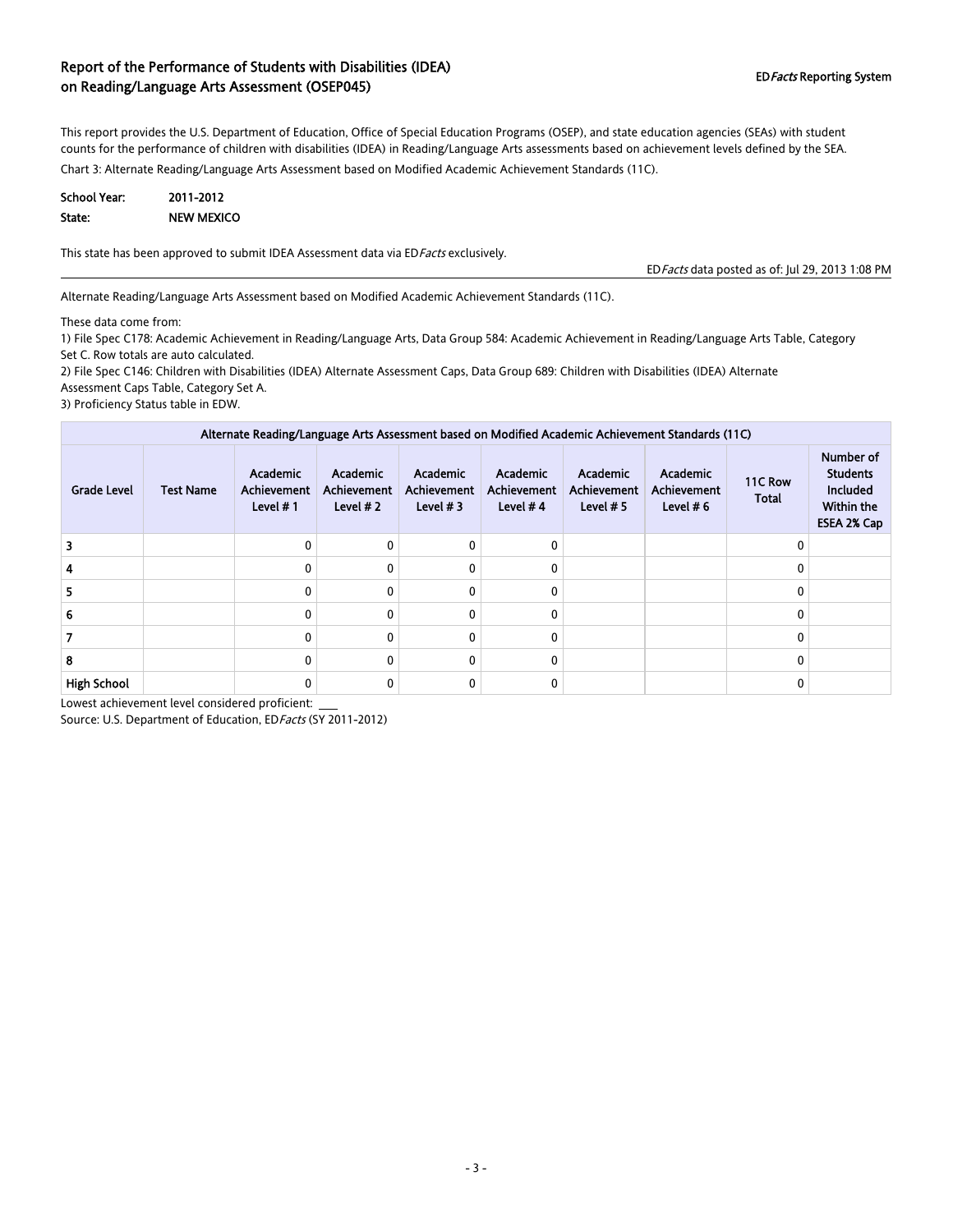# Report of the Performance of Students with Disabilities (IDEA) on Reading/Language Arts Assessment (OSEP045)

ED*Facts* Reporting System

This report provides the U.S. Department of Education, Office of Special Education Programs (OSEP), and state education agencies (SEAs) with student counts for the performance of children with disabilities (IDEA) in Reading/Language Arts assessments based on achievement levels defined by the SEA.

Chart 3: Alternate Reading/Language Arts Assessment based on Modified Academic Achievement Standards (11C).

**School Year:** 2011-2012

**State:** NEW MEXICO

This state has been approved to submit IDEA Assessment data via ED*Facts* exclusively.

ED*Facts* data posted as of: Jul 29, 2013 1:08 PM

Alternate Reading/Language Arts Assessment based on Modified Academic Achievement Standards (11C).

These data come from:

1) File Spec C178: Academic Achievement in Reading/Language Arts, Data Group 584: Academic Achievement in Reading/Language Arts Table, Category Set C. Row totals are auto calculated.

2) File Spec C146: Children with Disabilities (IDEA) Alternate Assessment Caps, Data Group 689: Children with Disabilities (IDEA) Alternate Assessment Caps Table, Category Set A.

3) Proficiency Status table in EDW.

| Alternate Reading/Language Arts Assessment based on Modified Academic Achievement Standards (11C) | | | | | | | | | |
|---|---|---|---|---|---|---|---|---|---|
| Grade Level | Test Name | Academic Achievement Level # 1 | Academic Achievement Level # 2 | Academic Achievement Level # 3 | Academic Achievement Level # 4 | Academic Achievement Level # 5 | Academic Achievement Level # 6 | 11C Row Total | Number of Students Included Within the ESEA 2% Cap |
| 3 | | 0 | 0 | 0 | 0 | | | 0 | |
| 4 | | 0 | 0 | 0 | 0 | | | 0 | |
| 5 | | 0 | 0 | 0 | 0 | | | 0 | |
| 6 | | 0 | 0 | 0 | 0 | | | 0 | |
| 7 | | 0 | 0 | 0 | 0 | | | 0 | |
| 8 | | 0 | 0 | 0 | 0 | | | 0 | |
| High School | | 0 | 0 | 0 | 0 | | | 0 | |

Lowest achievement level considered proficient: ___

Source: U.S. Department of Education, ED*Facts* (SY 2011-2012)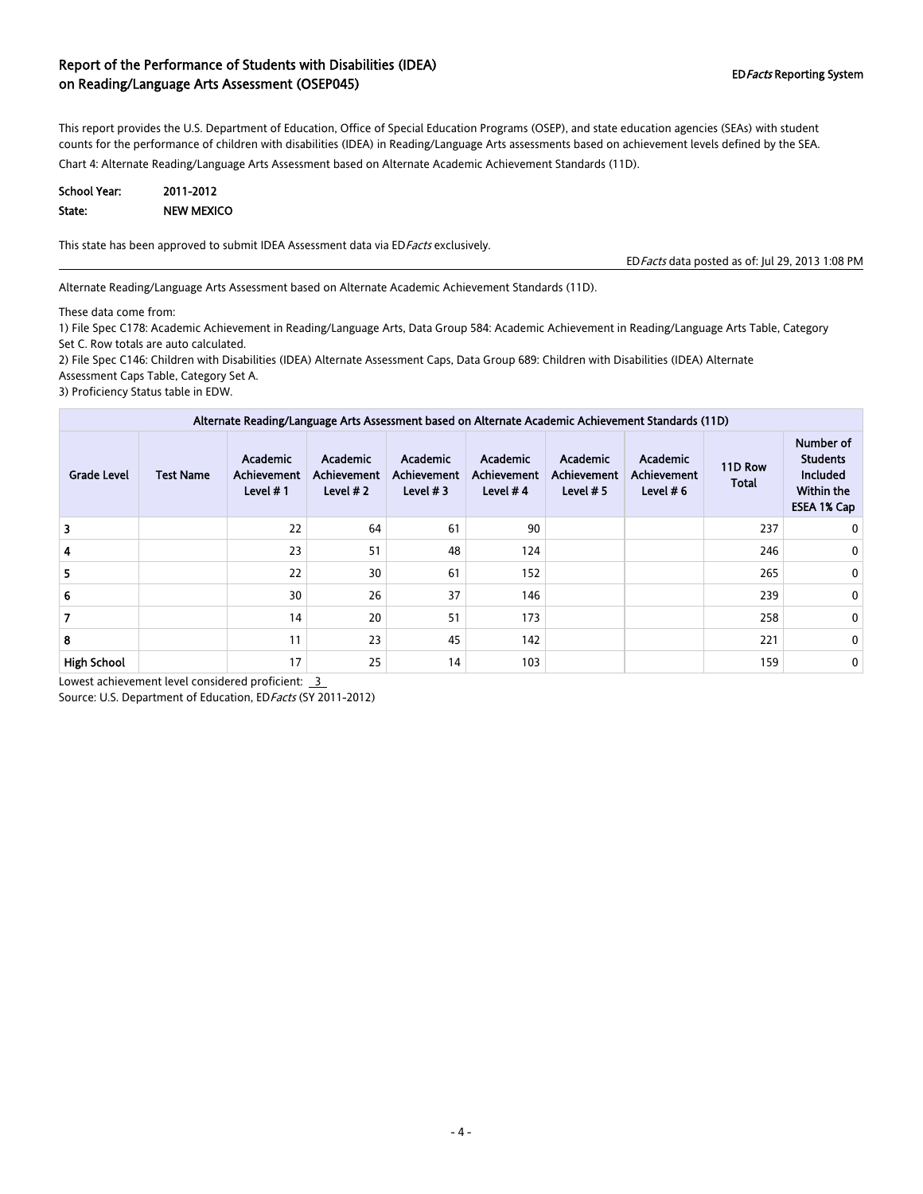## Report of the Performance of Students with Disabilities (IDEA) on Reading/Language Arts Assessment (OSEP045)

ED*Facts* Reporting System

This report provides the U.S. Department of Education, Office of Special Education Programs (OSEP), and state education agencies (SEAs) with student counts for the performance of children with disabilities (IDEA) in Reading/Language Arts assessments based on achievement levels defined by the SEA.

Chart 4: Alternate Reading/Language Arts Assessment based on Alternate Academic Achievement Standards (11D).

**School Year:** 2011-2012

**State:** NEW MEXICO

This state has been approved to submit IDEA Assessment data via ED*Facts* exclusively.

ED*Facts* data posted as of: Jul 29, 2013 1:08 PM

---

Alternate Reading/Language Arts Assessment based on Alternate Academic Achievement Standards (11D).

These data come from:

1) File Spec C178: Academic Achievement in Reading/Language Arts, Data Group 584: Academic Achievement in Reading/Language Arts Table, Category Set C. Row totals are auto calculated.
2) File Spec C146: Children with Disabilities (IDEA) Alternate Assessment Caps, Data Group 689: Children with Disabilities (IDEA) Alternate Assessment Caps Table, Category Set A.
3) Proficiency Status table in EDW.

| Alternate Reading/Language Arts Assessment based on Alternate Academic Achievement Standards (11D) | | | | | | | | | |
|---|---|---|---|---|---|---|---|---|---|
| Grade Level | Test Name | Academic Achievement Level # 1 | Academic Achievement Level # 2 | Academic Achievement Level # 3 | Academic Achievement Level # 4 | Academic Achievement Level # 5 | Academic Achievement Level # 6 | 11D Row Total | Number of Students Included Within the ESEA 1% Cap |
| 3 | | 22 | 64 | 61 | 90 | | | 237 | 0 |
| 4 | | 23 | 51 | 48 | 124 | | | 246 | 0 |
| 5 | | 22 | 30 | 61 | 152 | | | 265 | 0 |
| 6 | | 30 | 26 | 37 | 146 | | | 239 | 0 |
| 7 | | 14 | 20 | 51 | 173 | | | 258 | 0 |
| 8 | | 11 | 23 | 45 | 142 | | | 221 | 0 |
| High School | | 17 | 25 | 14 | 103 | | | 159 | 0 |

Lowest achievement level considered proficient: 3

Source: U.S. Department of Education, ED*Facts* (SY 2011-2012)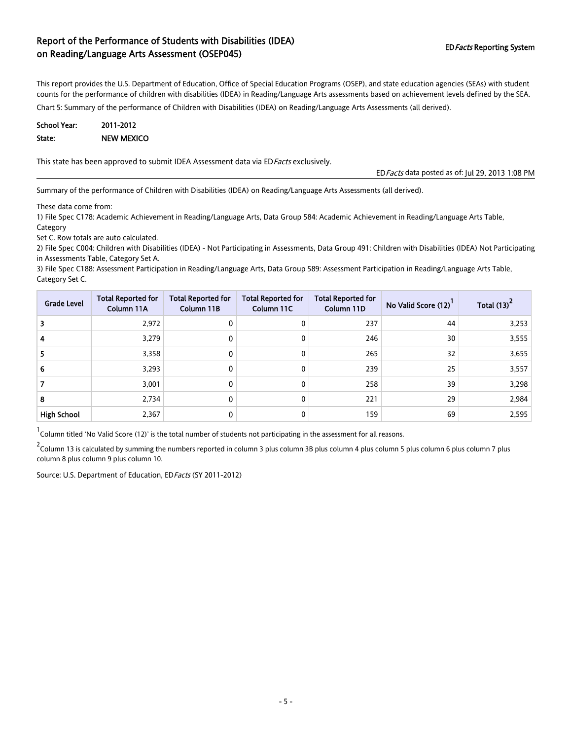# Report of the Performance of Students with Disabilities (IDEA) on Reading/Language Arts Assessment (OSEP045)

ED*Facts* Reporting System

This report provides the U.S. Department of Education, Office of Special Education Programs (OSEP), and state education agencies (SEAs) with student counts for the performance of children with disabilities (IDEA) in Reading/Language Arts assessments based on achievement levels defined by the SEA.

Chart 5: Summary of the performance of Children with Disabilities (IDEA) on Reading/Language Arts Assessments (all derived).

**School Year:** 2011-2012

**State:** NEW MEXICO

This state has been approved to submit IDEA Assessment data via ED*Facts* exclusively.

ED*Facts* data posted as of: Jul 29, 2013 1:08 PM

Summary of the performance of Children with Disabilities (IDEA) on Reading/Language Arts Assessments (all derived).

These data come from:
1) File Spec C178: Academic Achievement in Reading/Language Arts, Data Group 584: Academic Achievement in Reading/Language Arts Table, Category Set C. Row totals are auto calculated.
2) File Spec C004: Children with Disabilities (IDEA) - Not Participating in Assessments, Data Group 491: Children with Disabilities (IDEA) Not Participating in Assessments Table, Category Set A.
3) File Spec C188: Assessment Participation in Reading/Language Arts, Data Group 589: Assessment Participation in Reading/Language Arts Table, Category Set C.

| Grade Level | Total Reported for Column 11A | Total Reported for Column 11B | Total Reported for Column 11C | Total Reported for Column 11D | No Valid Score (12)[1] | Total (13)[2] |
|---|---|---|---|---|---|---|
| 3 | 2,972 | 0 | 0 | 237 | 44 | 3,253 |
| 4 | 3,279 | 0 | 0 | 246 | 30 | 3,555 |
| 5 | 3,358 | 0 | 0 | 265 | 32 | 3,655 |
| 6 | 3,293 | 0 | 0 | 239 | 25 | 3,557 |
| 7 | 3,001 | 0 | 0 | 258 | 39 | 3,298 |
| 8 | 2,734 | 0 | 0 | 221 | 29 | 2,984 |
| High School | 2,367 | 0 | 0 | 159 | 69 | 2,595 |

[1] Column titled 'No Valid Score (12)' is the total number of students not participating in the assessment for all reasons.

[2] Column 13 is calculated by summing the numbers reported in column 3 plus column 3B plus column 4 plus column 5 plus column 6 plus column 7 plus column 8 plus column 9 plus column 10.

Source: U.S. Department of Education, ED*Facts* (SY 2011-2012)